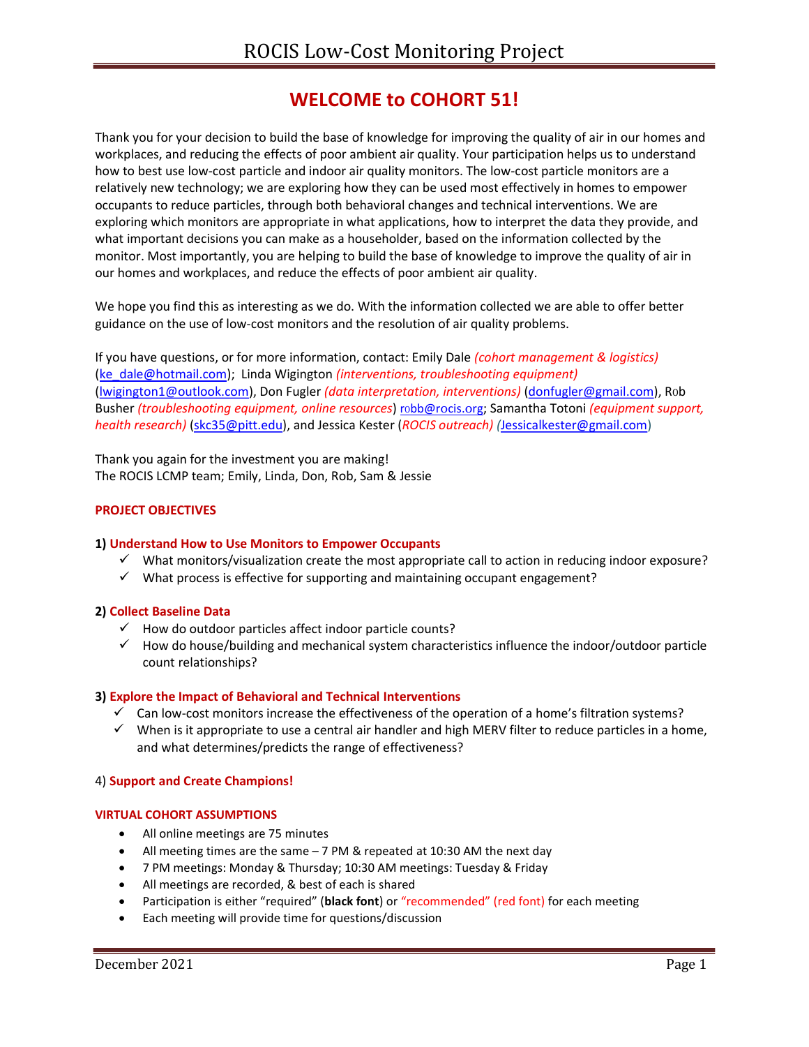# WELCOME to COHORT 51!

Thank you for your decision to build the base of knowledge for improving the quality of air in our homes and workplaces, and reducing the effects of poor ambient air quality. Your participation helps us to understand how to best use low-cost particle and indoor air quality monitors. The low-cost particle monitors are a relatively new technology; we are exploring how they can be used most effectively in homes to empower occupants to reduce particles, through both behavioral changes and technical interventions. We are exploring which monitors are appropriate in what applications, how to interpret the data they provide, and what important decisions you can make as a householder, based on the information collected by the monitor. Most importantly, you are helping to build the base of knowledge to improve the quality of air in our homes and workplaces, and reduce the effects of poor ambient air quality.

We hope you find this as interesting as we do. With the information collected we are able to offer better guidance on the use of low-cost monitors and the resolution of air quality problems.

If you have questions, or for more information, contact: Emily Dale *(cohort management & logistics)* (ke_dale@hotmail.com); Linda Wigington *(interventions, troubleshooting equipment)* (lwigington1@outlook.com), Don Fugler *(data interpretation, interventions)* (donfugler@gmail.com), Rob Busher *(troubleshooting equipment, online resources)* robb@rocis.org; Samantha Totoni *(equipment support, health research)* (skc35@pitt.edu), and Jessica Kester (*ROCIS outreach) (*Jessicalkester@gmail.com)

Thank you again for the investment you are making!
The ROCIS LCMP team; Emily, Linda, Don, Rob, Sam & Jessie

## PROJECT OBJECTIVES

**1) Understand How to Use Monitors to Empower Occupants**

- ✓ What monitors/visualization create the most appropriate call to action in reducing indoor exposure?
- ✓ What process is effective for supporting and maintaining occupant engagement?

**2) Collect Baseline Data**

- ✓ How do outdoor particles affect indoor particle counts?
- ✓ How do house/building and mechanical system characteristics influence the indoor/outdoor particle count relationships?

**3) Explore the Impact of Behavioral and Technical Interventions**

- ✓ Can low-cost monitors increase the effectiveness of the operation of a home's filtration systems?
- ✓ When is it appropriate to use a central air handler and high MERV filter to reduce particles in a home, and what determines/predicts the range of effectiveness?

4) **Support and Create Champions!**

### VIRTUAL COHORT ASSUMPTIONS

- All online meetings are 75 minutes
- All meeting times are the same – 7 PM & repeated at 10:30 AM the next day
- 7 PM meetings: Monday & Thursday; 10:30 AM meetings: Tuesday & Friday
- All meetings are recorded, & best of each is shared
- Participation is either "required" (**black font**) or "recommended" (red font) for each meeting
- Each meeting will provide time for questions/discussion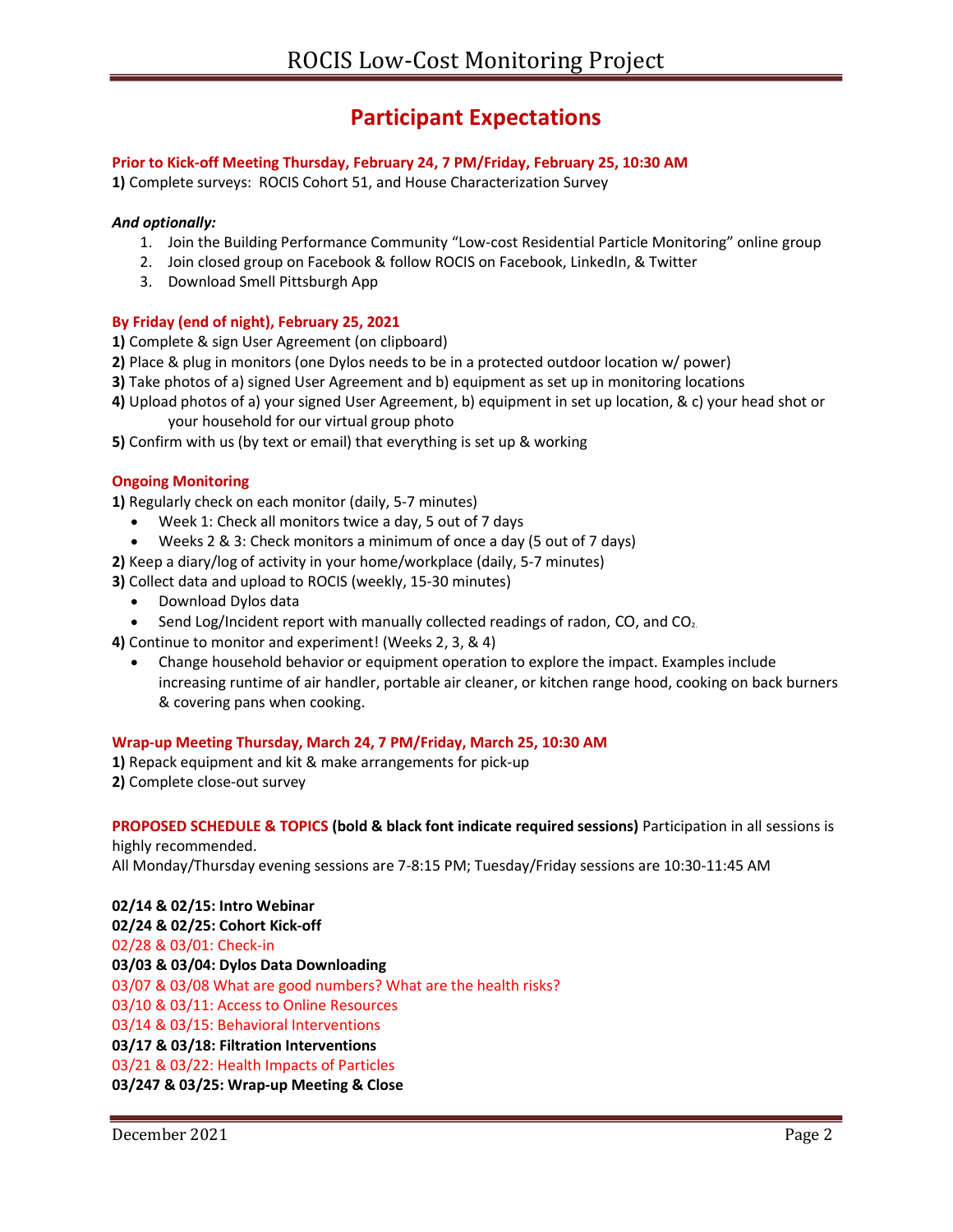# Participant Expectations

**Prior to Kick-off Meeting Thursday, February 24, 7 PM/Friday, February 25, 10:30 AM**

**1)** Complete surveys: ROCIS Cohort 51, and House Characterization Survey

***And optionally:***

1. Join the Building Performance Community “Low-cost Residential Particle Monitoring” online group
2. Join closed group on Facebook & follow ROCIS on Facebook, LinkedIn, & Twitter
3. Download Smell Pittsburgh App

**By Friday (end of night), February 25, 2021**

**1)** Complete & sign User Agreement (on clipboard)
**2)** Place & plug in monitors (one Dylos needs to be in a protected outdoor location w/ power)
**3)** Take photos of a) signed User Agreement and b) equipment as set up in monitoring locations
**4)** Upload photos of a) your signed User Agreement, b) equipment in set up location, & c) your head shot or your household for our virtual group photo
**5)** Confirm with us (by text or email) that everything is set up & working

**Ongoing Monitoring**

**1)** Regularly check on each monitor (daily, 5-7 minutes)

- Week 1: Check all monitors twice a day, 5 out of 7 days
- Weeks 2 & 3: Check monitors a minimum of once a day (5 out of 7 days)

**2)** Keep a diary/log of activity in your home/workplace (daily, 5-7 minutes)
**3)** Collect data and upload to ROCIS (weekly, 15-30 minutes)

- Download Dylos data
- Send Log/Incident report with manually collected readings of radon, CO, and $CO_2$.

**4)** Continue to monitor and experiment! (Weeks 2, 3, & 4)

- Change household behavior or equipment operation to explore the impact. Examples include increasing runtime of air handler, portable air cleaner, or kitchen range hood, cooking on back burners & covering pans when cooking.

**Wrap-up Meeting Thursday, March 24, 7 PM/Friday, March 25, 10:30 AM**

**1)** Repack equipment and kit & make arrangements for pick-up
**2)** Complete close-out survey

**PROPOSED SCHEDULE & TOPICS (bold & black font indicate required sessions)** Participation in all sessions is highly recommended.
All Monday/Thursday evening sessions are 7-8:15 PM; Tuesday/Friday sessions are 10:30-11:45 AM

**02/14 & 02/15: Intro Webinar**
**02/24 & 02/25: Cohort Kick-off**
02/28 & 03/01: Check-in
**03/03 & 03/04: Dylos Data Downloading**
03/07 & 03/08 What are good numbers? What are the health risks?
03/10 & 03/11: Access to Online Resources
03/14 & 03/15: Behavioral Interventions
**03/17 & 03/18: Filtration Interventions**
03/21 & 03/22: Health Impacts of Particles
**03/247 & 03/25: Wrap-up Meeting & Close**